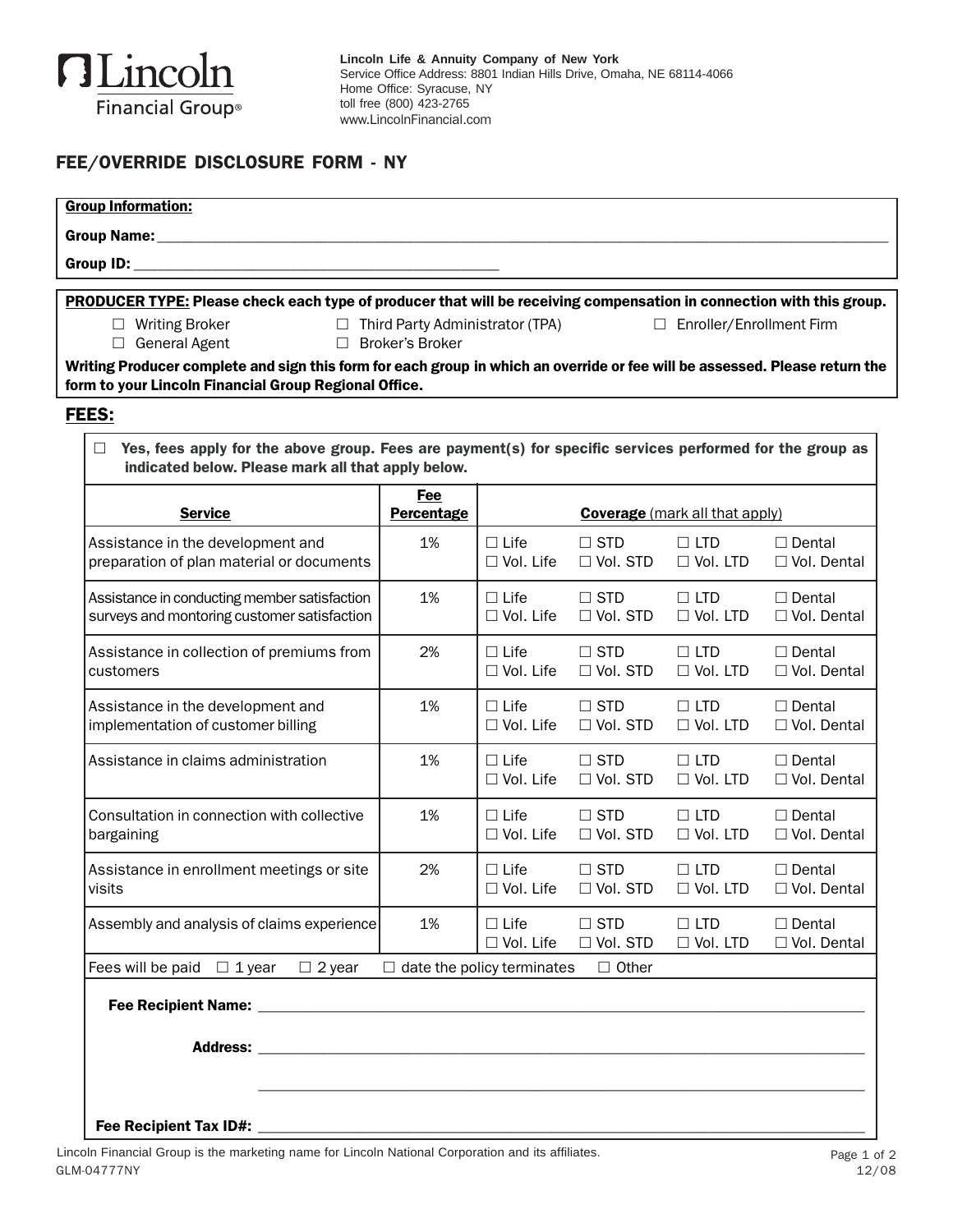Lincoln Financial Group®

**Lincoln Life & Annuity Company of New York**
Service Office Address: 8801 Indian Hills Drive, Omaha, NE 68114-4066
Home Office: Syracuse, NY
toll free (800) 423-2765
www.LincolnFinancial.com

## FEE/OVERRIDE DISCLOSURE FORM - NY

**Group Information:**

**Group Name:** ______________________________

**Group ID:** ______________________________

**PRODUCER TYPE: Please check each type of producer that will be receiving compensation in connection with this group.**

☐ Writing Broker ☐ Third Party Administrator (TPA) ☐ Enroller/Enrollment Firm
☐ General Agent ☐ Broker's Broker

**Writing Producer complete and sign this form for each group in which an override or fee will be assessed. Please return the form to your Lincoln Financial Group Regional Office.**

## FEES:

☐ **Yes, fees apply for the above group. Fees are payment(s) for specific services performed for the group as indicated below. Please mark all that apply below.**

| Service | Fee Percentage | Coverage (mark all that apply) | | | |
|---|---|---|---|---|---|
| Assistance in the development and preparation of plan material or documents | 1% | ☐ Life ☐ Vol. Life | ☐ STD ☐ Vol. STD | ☐ LTD ☐ Vol. LTD | ☐ Dental ☐ Vol. Dental |
| Assistance in conducting member satisfaction surveys and montoring customer satisfaction | 1% | ☐ Life ☐ Vol. Life | ☐ STD ☐ Vol. STD | ☐ LTD ☐ Vol. LTD | ☐ Dental ☐ Vol. Dental |
| Assistance in collection of premiums from customers | 2% | ☐ Life ☐ Vol. Life | ☐ STD ☐ Vol. STD | ☐ LTD ☐ Vol. LTD | ☐ Dental ☐ Vol. Dental |
| Assistance in the development and implementation of customer billing | 1% | ☐ Life ☐ Vol. Life | ☐ STD ☐ Vol. STD | ☐ LTD ☐ Vol. LTD | ☐ Dental ☐ Vol. Dental |
| Assistance in claims administration | 1% | ☐ Life ☐ Vol. Life | ☐ STD ☐ Vol. STD | ☐ LTD ☐ Vol. LTD | ☐ Dental ☐ Vol. Dental |
| Consultation in connection with collective bargaining | 1% | ☐ Life ☐ Vol. Life | ☐ STD ☐ Vol. STD | ☐ LTD ☐ Vol. LTD | ☐ Dental ☐ Vol. Dental |
| Assistance in enrollment meetings or site visits | 2% | ☐ Life ☐ Vol. Life | ☐ STD ☐ Vol. STD | ☐ LTD ☐ Vol. LTD | ☐ Dental ☐ Vol. Dental |
| Assembly and analysis of claims experience | 1% | ☐ Life ☐ Vol. Life | ☐ STD ☐ Vol. STD | ☐ LTD ☐ Vol. LTD | ☐ Dental ☐ Vol. Dental |

Fees will be paid ☐ 1 year ☐ 2 year ☐ date the policy terminates ☐ Other

**Fee Recipient Name:** ______________________________

**Address:** ______________________________

______________________________

**Fee Recipient Tax ID#:** ______________________________

Lincoln Financial Group is the marketing name for Lincoln National Corporation and its affiliates.
GLM-04777NY 12/08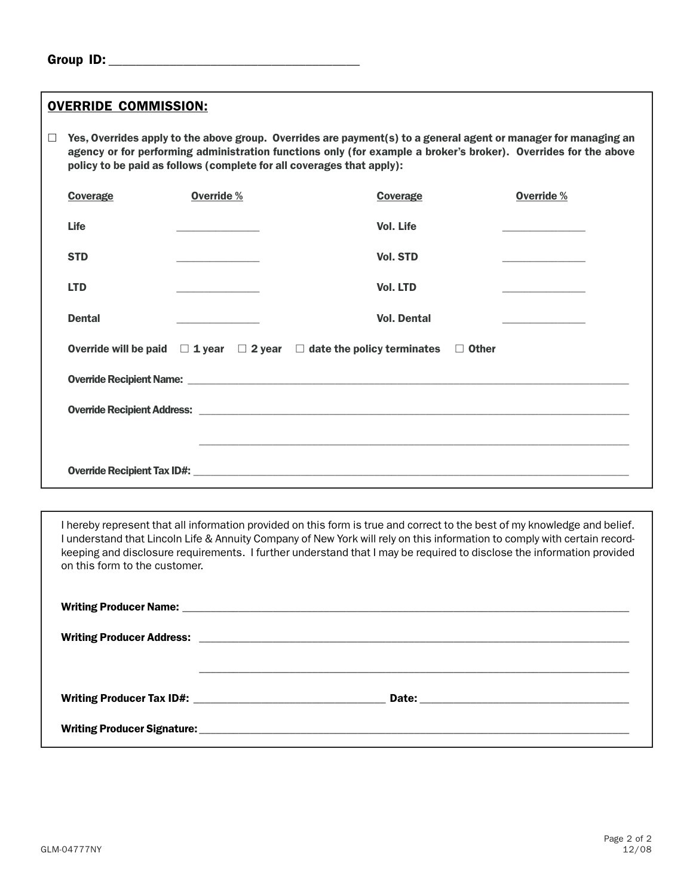**Group ID:** ______________________________________

## OVERRIDE COMMISSION:

☐ **Yes, Overrides apply to the above group. Overrides are payment(s) to a general agent or manager for managing an agency or for performing administration functions only (for example a broker's broker). Overrides for the above policy to be paid as follows (complete for all coverages that apply):**

| Coverage | Override % | Coverage | Override % |
|---|---|---|---|
| **Life** | ______________ | **Vol. Life** | ______________ |
| **STD** | ______________ | **Vol. STD** | ______________ |
| **LTD** | ______________ | **Vol. LTD** | ______________ |
| **Dental** | ______________ | **Vol. Dental** | ______________ |

**Override will be paid** ☐ **1 year** ☐ **2 year** ☐ **date the policy terminates** ☐ **Other**

**Override Recipient Name:** ______________________________________________________________________________

**Override Recipient Address:** ______________________________________________________________________________

______________________________________________________________________________

**Override Recipient Tax ID#:** ______________________________________________________________________________

---

I hereby represent that all information provided on this form is true and correct to the best of my knowledge and belief. I understand that Lincoln Life & Annuity Company of New York will rely on this information to comply with certain record-keeping and disclosure requirements. I further understand that I may be required to disclose the information provided on this form to the customer.

**Writing Producer Name:** ______________________________________________________________________________

**Writing Producer Address:** ______________________________________________________________________________

______________________________________________________________________________

**Writing Producer Tax ID#:** ________________________________ **Date:** ____________________________________

**Writing Producer Signature:** ______________________________________________________________________________

GLM-04777NY

12/08